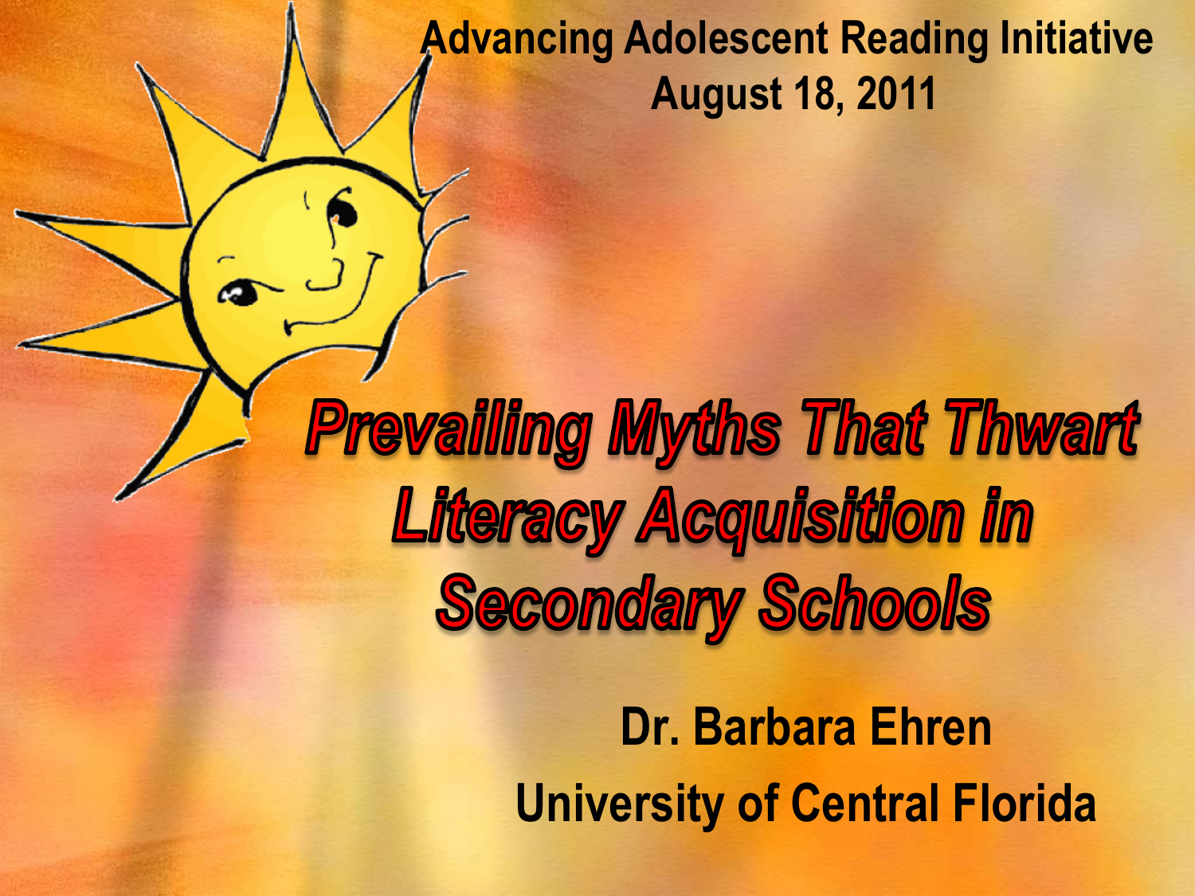Advancing Adolescent Reading Initiative
August 18, 2011

# Prevailing Myths That Thwart Literacy Acquisition in Secondary Schools

Dr. Barbara Ehren

University of Central Florida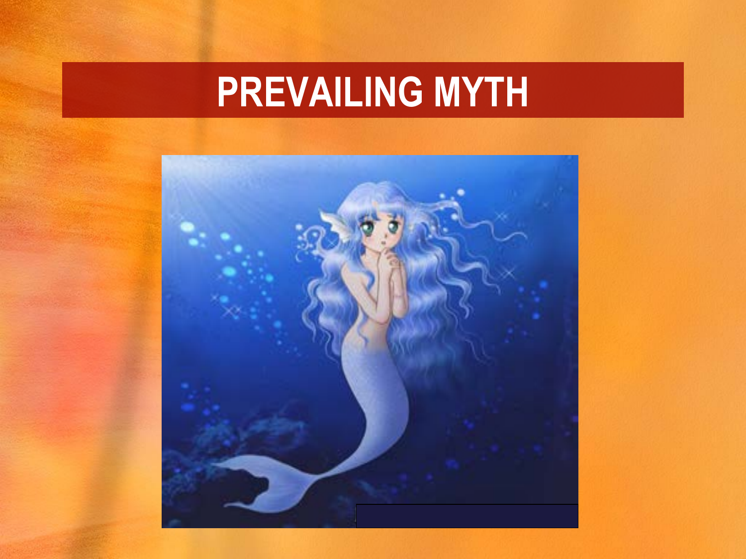# PREVAILING MYTH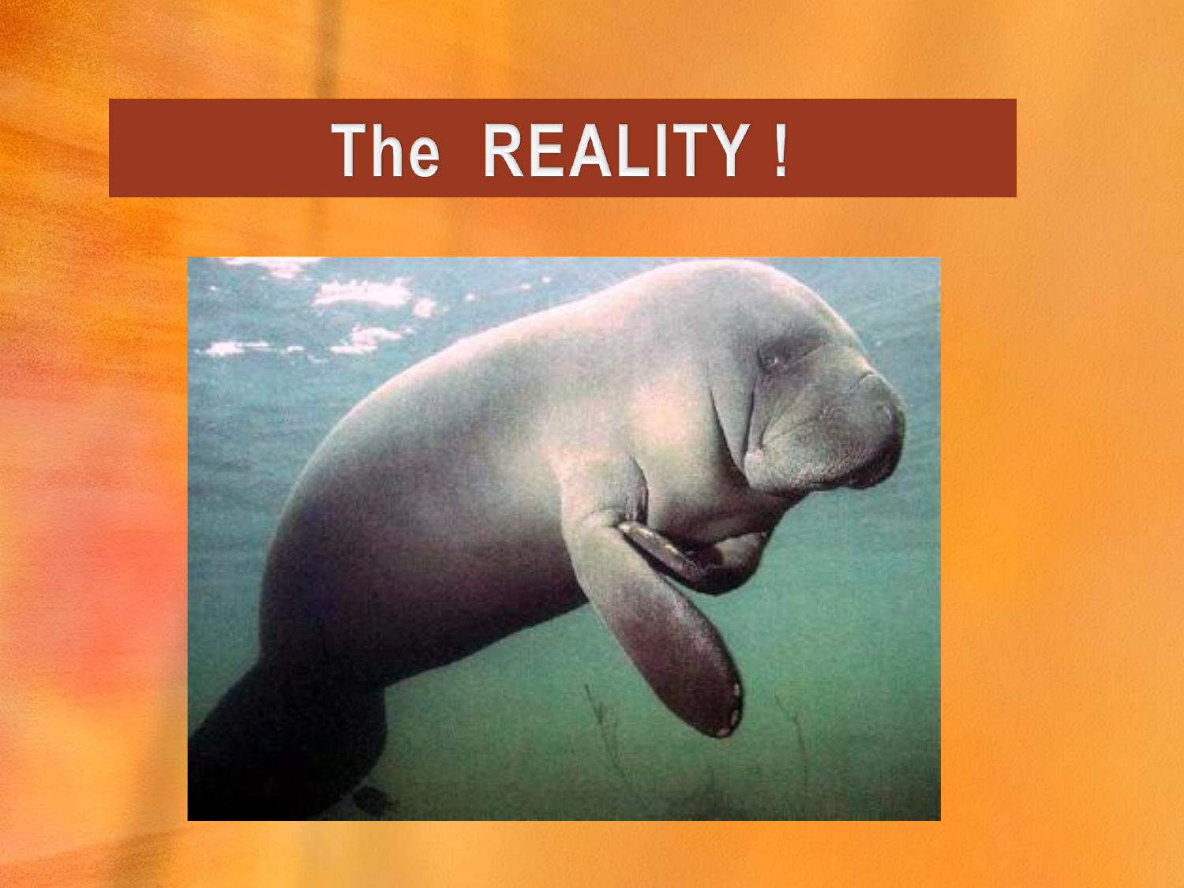# The REALITY !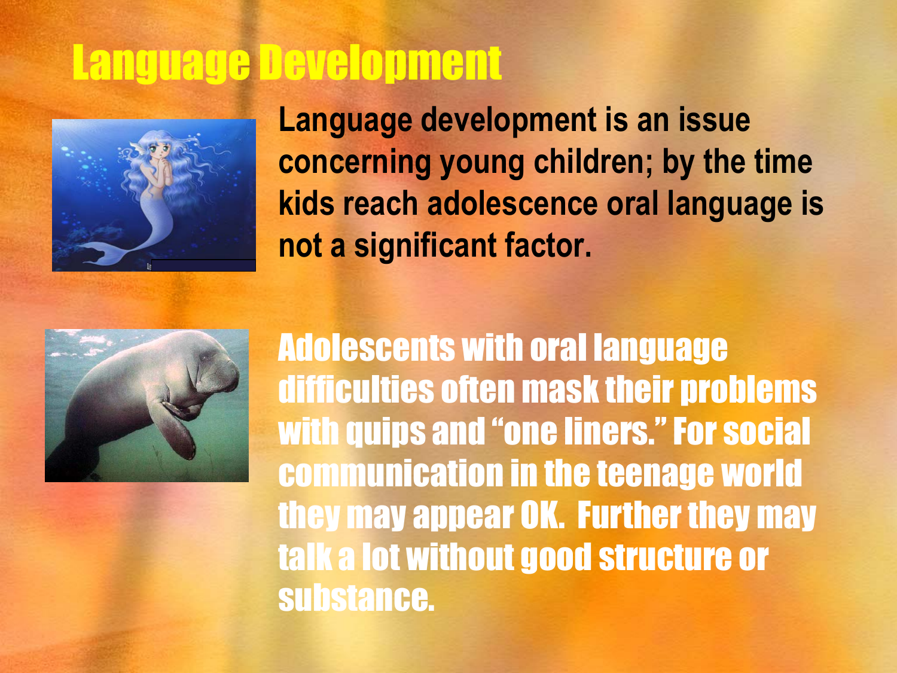# Language Development

Language development is an issue concerning young children; by the time kids reach adolescence oral language is not a significant factor.

Adolescents with oral language difficulties often mask their problems with quips and "one liners." For social communication in the teenage world they may appear OK. Further they may talk a lot without good structure or substance.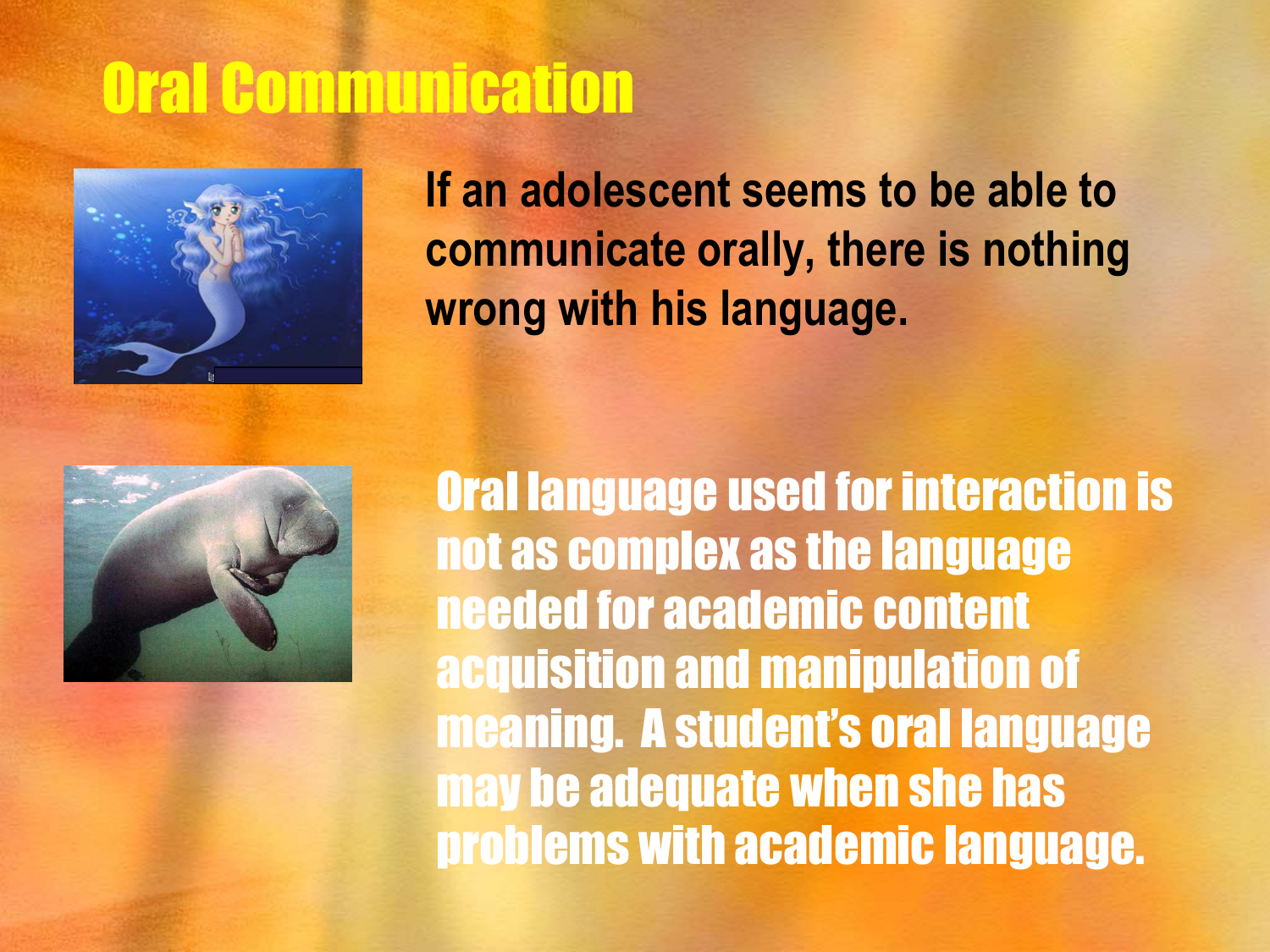# Oral Communication

**If an adolescent seems to be able to communicate orally, there is nothing wrong with his language.**

**Oral language used for interaction is not as complex as the language needed for academic content acquisition and manipulation of meaning. A student's oral language may be adequate when she has problems with academic language.**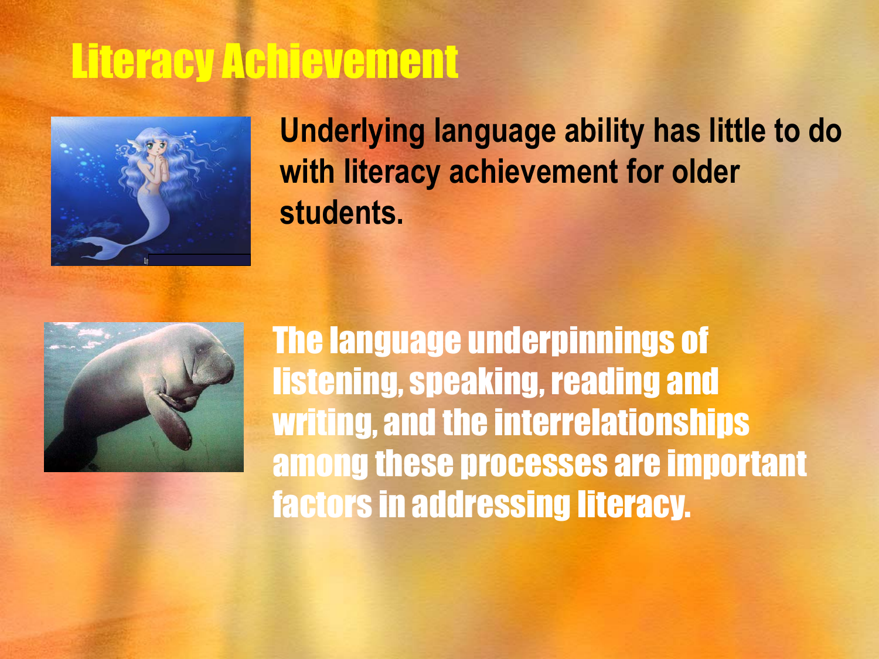# Literacy Achievement

Underlying language ability has little to do with literacy achievement for older students.

The language underpinnings of listening, speaking, reading and writing, and the interrelationships among these processes are important factors in addressing literacy.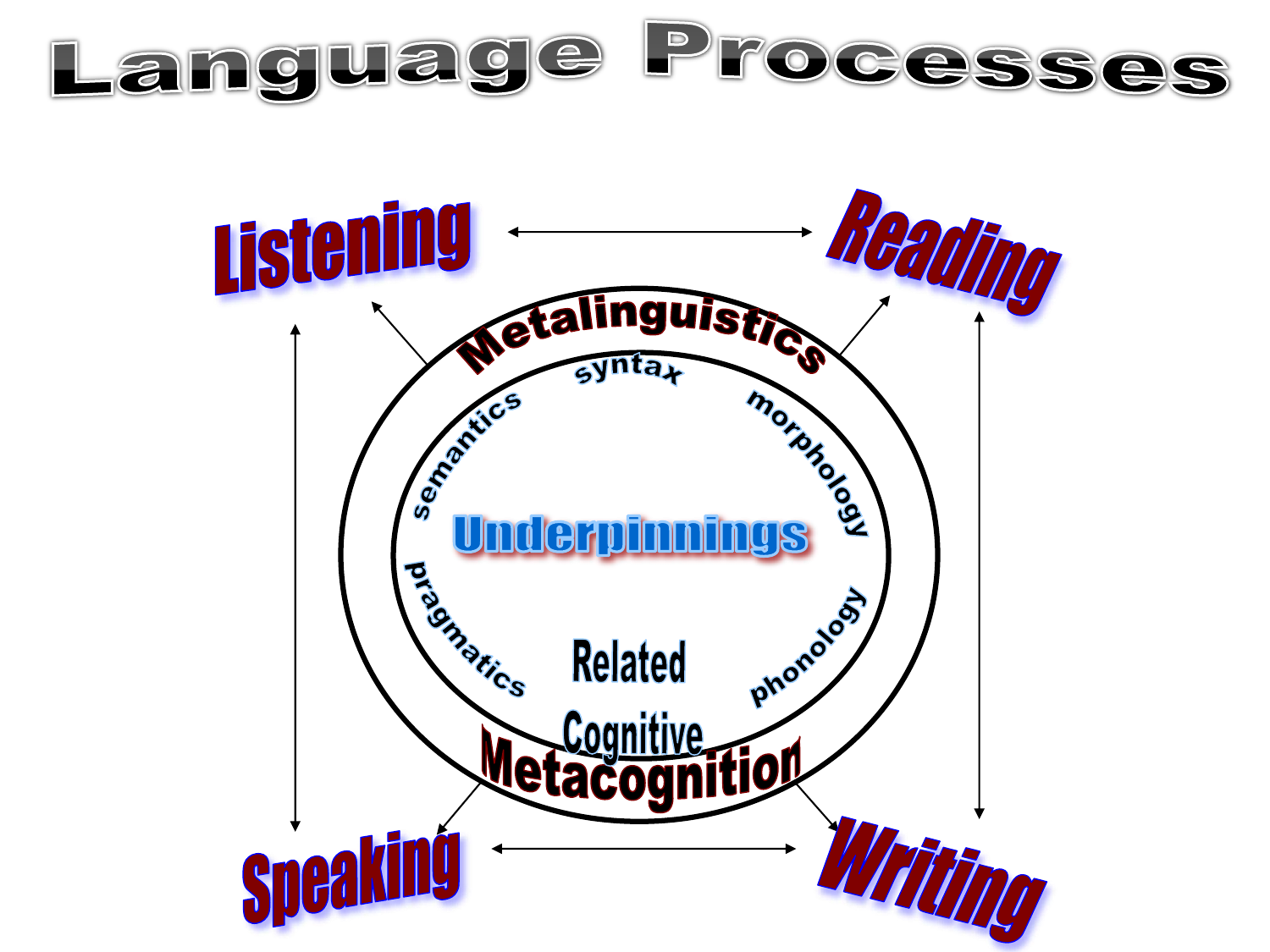# Language Processes

Listening

Reading

Speaking

Writing

Metalinguistics

syntax

semantics

morphology

Underpinnings

pragmatics

phonology

Related Cognitive

Metacognition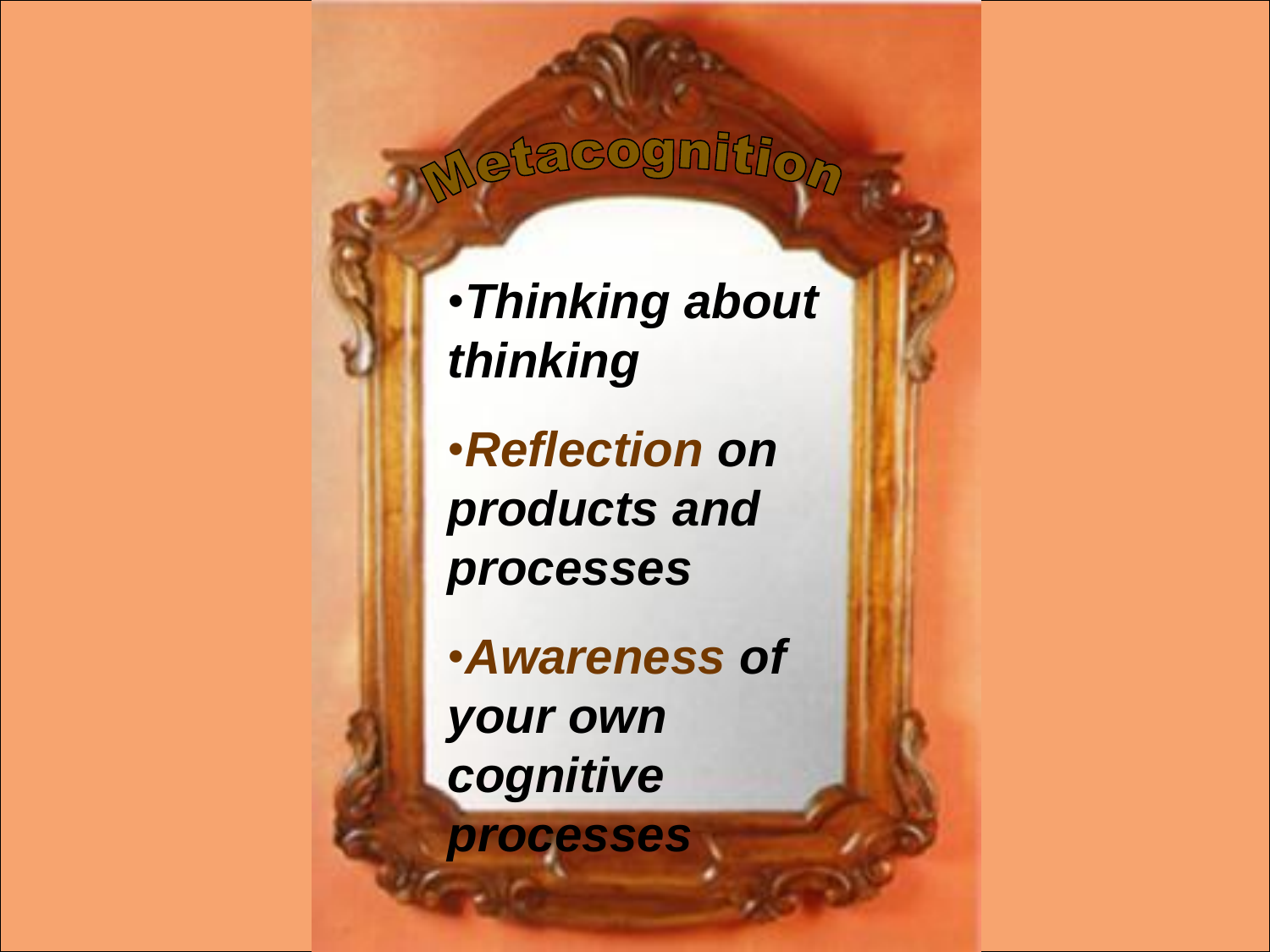# Metacognition

- ***Thinking about thinking***
- ***Reflection on products and processes***
- ***Awareness of your own cognitive processes***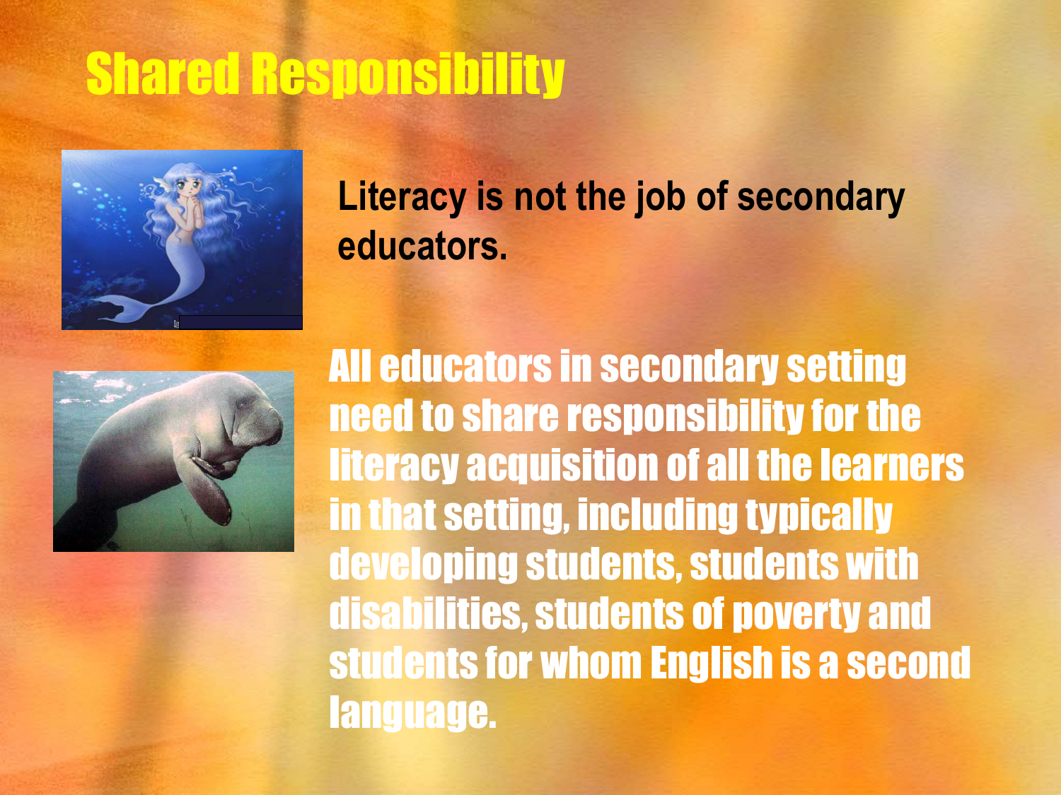# Shared Responsibility

Literacy is not the job of secondary educators.

**All educators in secondary setting need to share responsibility for the literacy acquisition of all the learners in that setting, including typically developing students, students with disabilities, students of poverty and students for whom English is a second language.**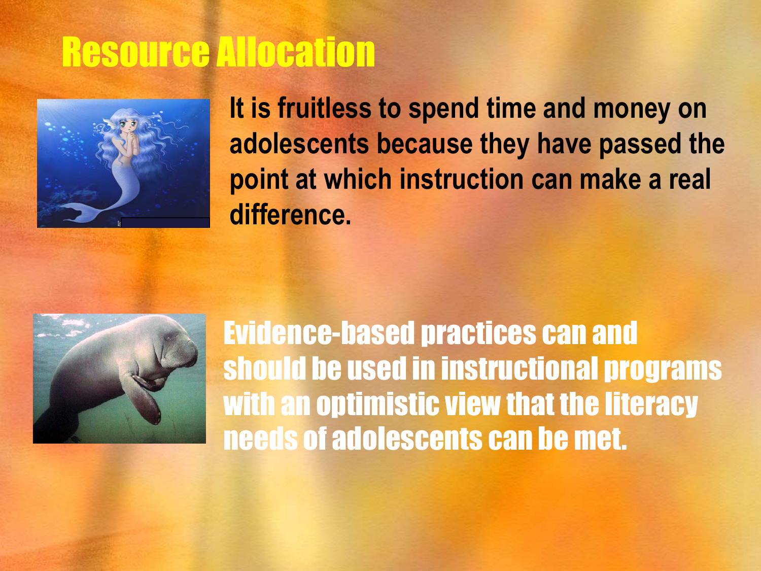# Resource Allocation

**It is fruitless to spend time and money on adolescents because they have passed the point at which instruction can make a real difference.**

**Evidence-based practices can and should be used in instructional programs with an optimistic view that the literacy needs of adolescents can be met.**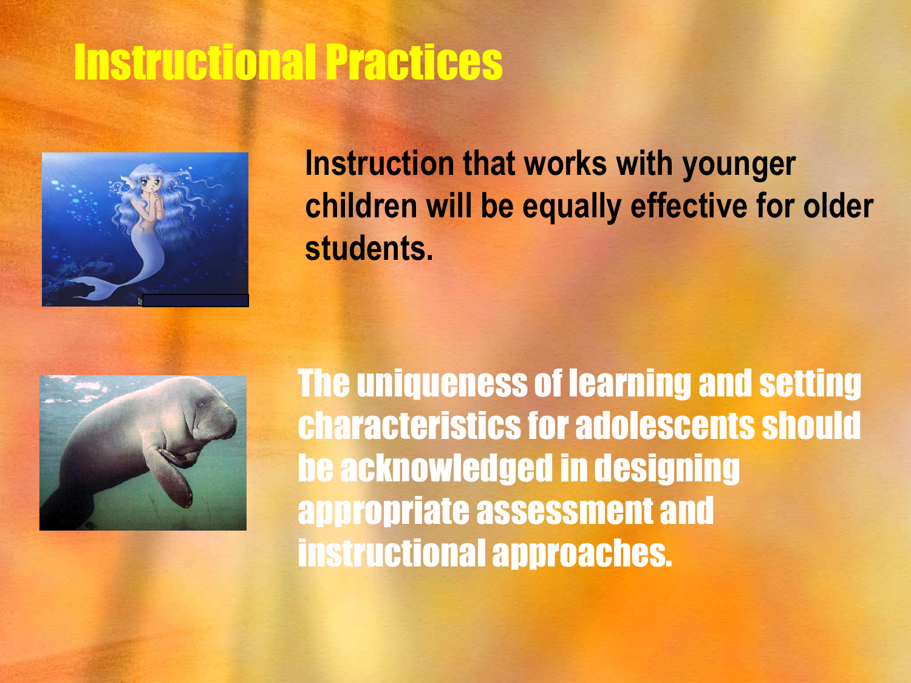# Instructional Practices

Instruction that works with younger children will be equally effective for older students.

The uniqueness of learning and setting characteristics for adolescents should be acknowledged in designing appropriate assessment and instructional approaches.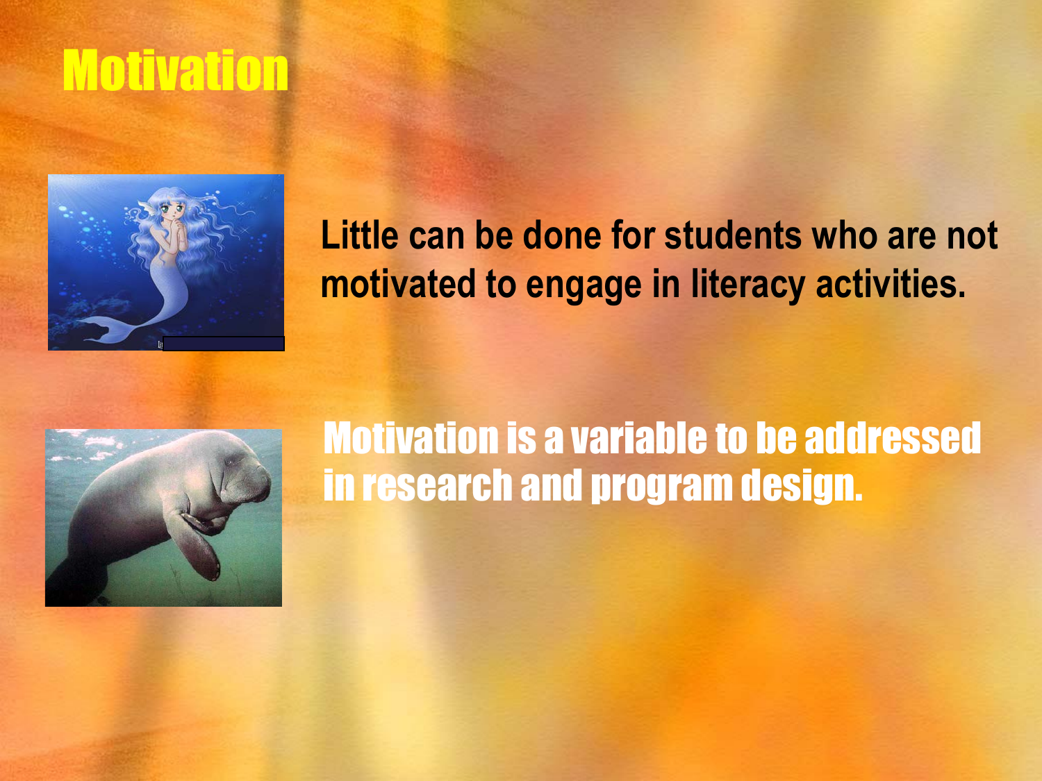# Motivation

Little can be done for students who are not motivated to engage in literacy activities.

Motivation is a variable to be addressed in research and program design.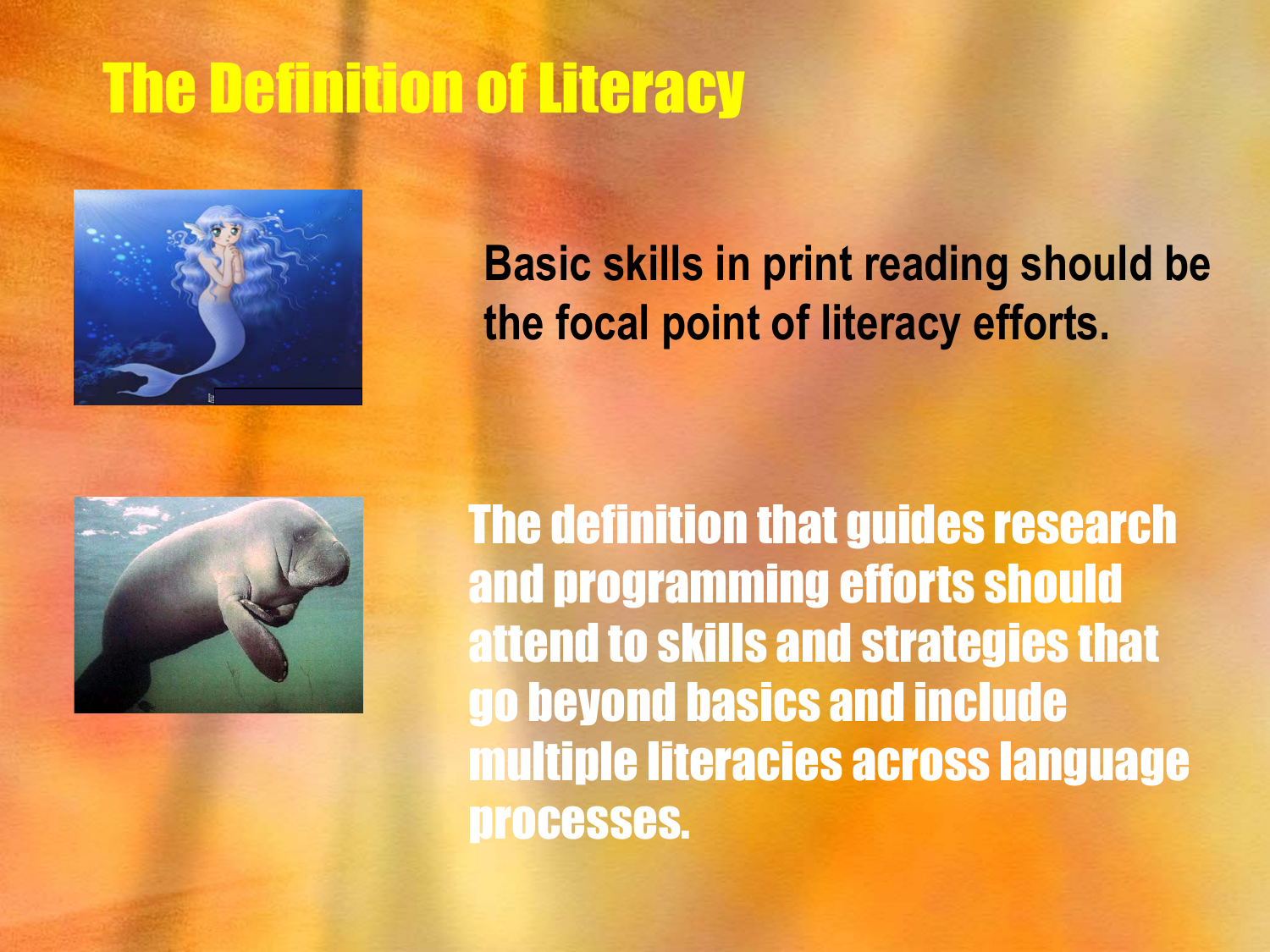# The Definition of Literacy

Basic skills in print reading should be the focal point of literacy efforts.

The definition that guides research and programming efforts should attend to skills and strategies that go beyond basics and include multiple literacies across language processes.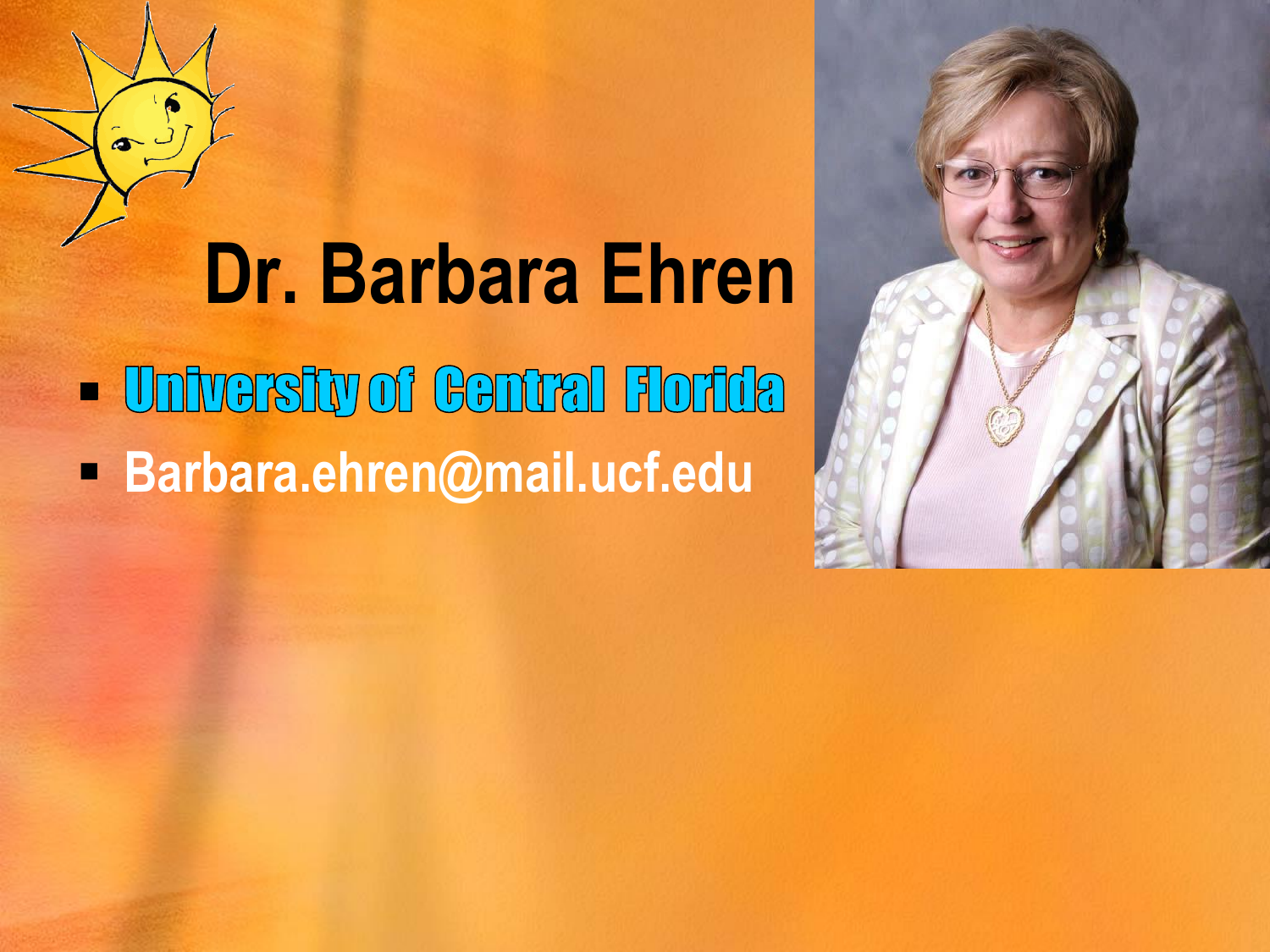# Dr. Barbara Ehren

- University of Central Florida
- Barbara.ehren@mail.ucf.edu